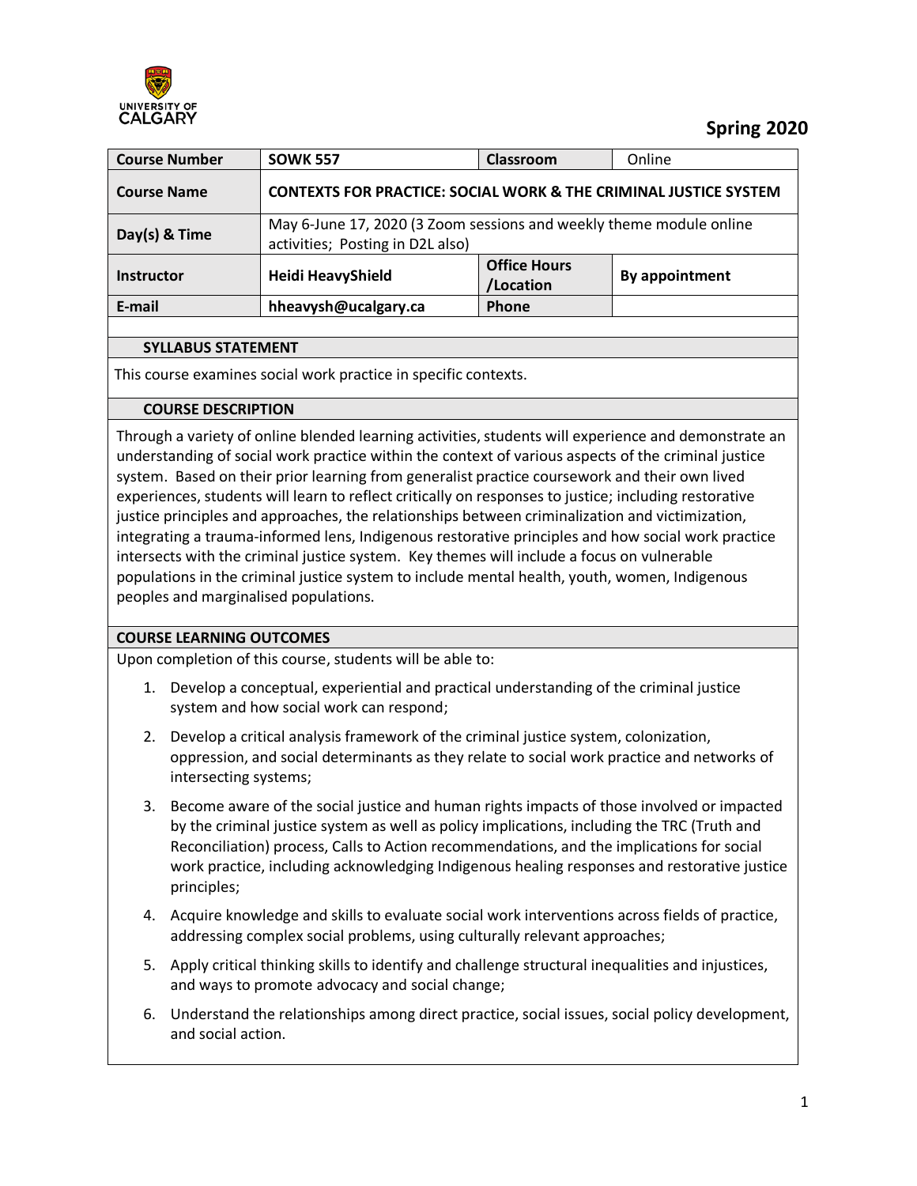University of Calgary

**Spring 2020**

| **Course Number** | **SOWK 557** | **Classroom** | Online |
| --- | --- | --- | --- |
| **Course Name** | **CONTEXTS FOR PRACTICE: SOCIAL WORK & THE CRIMINAL JUSTICE SYSTEM** | | |
| **Day(s) & Time** | May 6-June 17, 2020 (3 Zoom sessions and weekly theme module online activities; Posting in D2L also) | | |
| **Instructor** | **Heidi HeavyShield** | **Office Hours /Location** | **By appointment** |
| **E-mail** | **hheavysh@ucalgary.ca** | **Phone** | |

## SYLLABUS STATEMENT

This course examines social work practice in specific contexts.

## COURSE DESCRIPTION

Through a variety of online blended learning activities, students will experience and demonstrate an understanding of social work practice within the context of various aspects of the criminal justice system. Based on their prior learning from generalist practice coursework and their own lived experiences, students will learn to reflect critically on responses to justice; including restorative justice principles and approaches, the relationships between criminalization and victimization, integrating a trauma-informed lens, Indigenous restorative principles and how social work practice intersects with the criminal justice system. Key themes will include a focus on vulnerable populations in the criminal justice system to include mental health, youth, women, Indigenous peoples and marginalised populations.

## COURSE LEARNING OUTCOMES

Upon completion of this course, students will be able to:

1. Develop a conceptual, experiential and practical understanding of the criminal justice system and how social work can respond;
2. Develop a critical analysis framework of the criminal justice system, colonization, oppression, and social determinants as they relate to social work practice and networks of intersecting systems;
3. Become aware of the social justice and human rights impacts of those involved or impacted by the criminal justice system as well as policy implications, including the TRC (Truth and Reconciliation) process, Calls to Action recommendations, and the implications for social work practice, including acknowledging Indigenous healing responses and restorative justice principles;
4. Acquire knowledge and skills to evaluate social work interventions across fields of practice, addressing complex social problems, using culturally relevant approaches;
5. Apply critical thinking skills to identify and challenge structural inequalities and injustices, and ways to promote advocacy and social change;
6. Understand the relationships among direct practice, social issues, social policy development, and social action.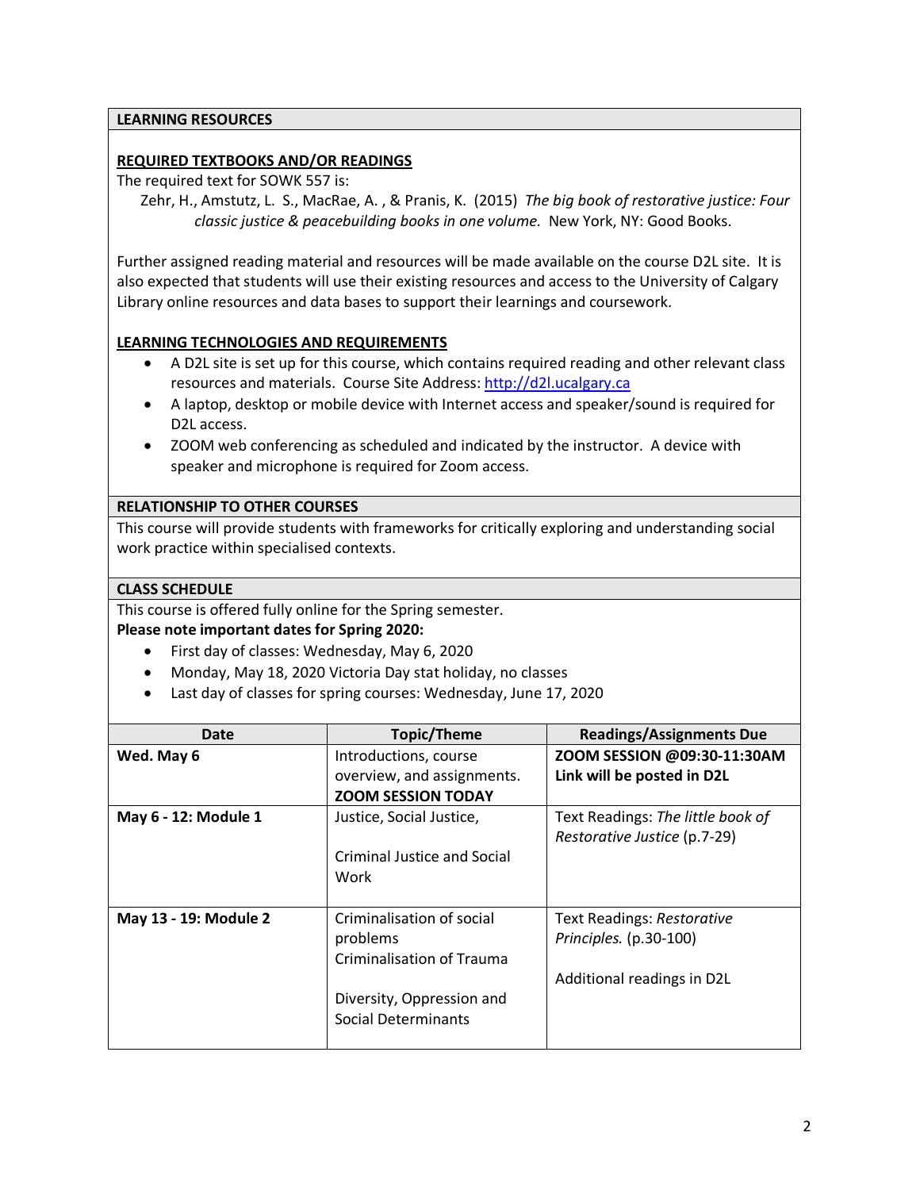## LEARNING RESOURCES

### REQUIRED TEXTBOOKS AND/OR READINGS

The required text for SOWK 557 is:

Zehr, H., Amstutz, L. S., MacRae, A. , & Pranis, K. (2015) *The big book of restorative justice: Four classic justice & peacebuilding books in one volume.* New York, NY: Good Books.

Further assigned reading material and resources will be made available on the course D2L site. It is also expected that students will use their existing resources and access to the University of Calgary Library online resources and data bases to support their learnings and coursework.

### LEARNING TECHNOLOGIES AND REQUIREMENTS

- A D2L site is set up for this course, which contains required reading and other relevant class resources and materials. Course Site Address: http://d2l.ucalgary.ca
- A laptop, desktop or mobile device with Internet access and speaker/sound is required for D2L access.
- ZOOM web conferencing as scheduled and indicated by the instructor. A device with speaker and microphone is required for Zoom access.

## RELATIONSHIP TO OTHER COURSES

This course will provide students with frameworks for critically exploring and understanding social work practice within specialised contexts.

## CLASS SCHEDULE

This course is offered fully online for the Spring semester.

**Please note important dates for Spring 2020:**

- First day of classes: Wednesday, May 6, 2020
- Monday, May 18, 2020 Victoria Day stat holiday, no classes
- Last day of classes for spring courses: Wednesday, June 17, 2020

| Date | Topic/Theme | Readings/Assignments Due |
|---|---|---|
| **Wed. May 6** | Introductions, course overview, and assignments. **ZOOM SESSION TODAY** | **ZOOM SESSION @09:30-11:30AM Link will be posted in D2L** |
| **May 6 - 12: Module 1** | Justice, Social Justice,<br><br>Criminal Justice and Social Work | Text Readings: *The little book of Restorative Justice* (p.7-29) |
| **May 13 - 19: Module 2** | Criminalisation of social problems<br>Criminalisation of Trauma<br><br>Diversity, Oppression and Social Determinants | Text Readings: *Restorative Principles.* (p.30-100)<br><br>Additional readings in D2L |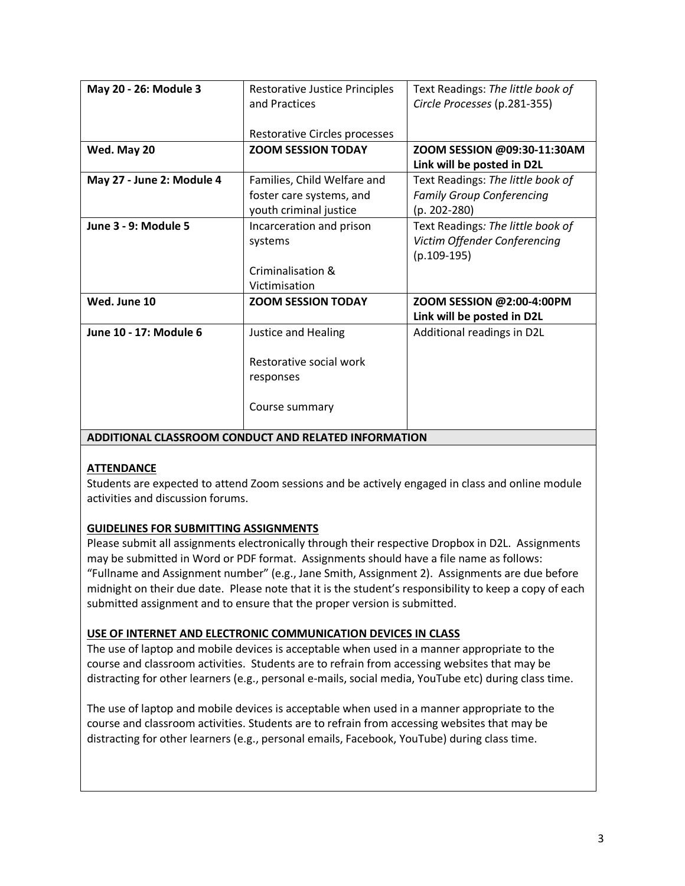| **May 20 - 26: Module 3** | Restorative Justice Principles and Practices<br><br>Restorative Circles processes | Text Readings: *The little book of Circle Processes* (p.281-355) |
|---|---|---|
| **Wed. May 20** | **ZOOM SESSION TODAY** | **ZOOM SESSION @09:30-11:30AM Link will be posted in D2L** |
| **May 27 - June 2: Module 4** | Families, Child Welfare and foster care systems, and youth criminal justice | Text Readings: *The little book of Family Group Conferencing* (p. 202-280) |
| **June 3 - 9: Module 5** | Incarceration and prison systems<br><br>Criminalisation & Victimisation | Text Readings*: The little book of Victim Offender Conferencing* (p.109-195) |
| **Wed. June 10** | **ZOOM SESSION TODAY** | **ZOOM SESSION @2:00-4:00PM Link will be posted in D2L** |
| **June 10 - 17: Module 6** | Justice and Healing<br><br>Restorative social work responses<br><br>Course summary | Additional readings in D2L |

## ADDITIONAL CLASSROOM CONDUCT AND RELATED INFORMATION

### ATTENDANCE

Students are expected to attend Zoom sessions and be actively engaged in class and online module activities and discussion forums.

### GUIDELINES FOR SUBMITTING ASSIGNMENTS

Please submit all assignments electronically through their respective Dropbox in D2L. Assignments may be submitted in Word or PDF format. Assignments should have a file name as follows: "Fullname and Assignment number" (e.g., Jane Smith, Assignment 2). Assignments are due before midnight on their due date. Please note that it is the student's responsibility to keep a copy of each submitted assignment and to ensure that the proper version is submitted.

### USE OF INTERNET AND ELECTRONIC COMMUNICATION DEVICES IN CLASS

The use of laptop and mobile devices is acceptable when used in a manner appropriate to the course and classroom activities. Students are to refrain from accessing websites that may be distracting for other learners (e.g., personal e-mails, social media, YouTube etc) during class time.

The use of laptop and mobile devices is acceptable when used in a manner appropriate to the course and classroom activities. Students are to refrain from accessing websites that may be distracting for other learners (e.g., personal emails, Facebook, YouTube) during class time.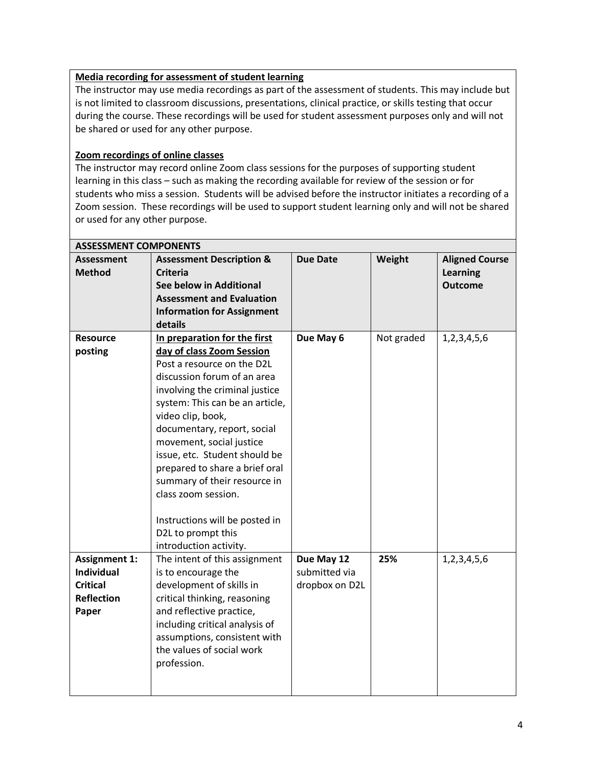**Media recording for assessment of student learning**

The instructor may use media recordings as part of the assessment of students. This may include but is not limited to classroom discussions, presentations, clinical practice, or skills testing that occur during the course. These recordings will be used for student assessment purposes only and will not be shared or used for any other purpose.

**Zoom recordings of online classes**

The instructor may record online Zoom class sessions for the purposes of supporting student learning in this class – such as making the recording available for review of the session or for students who miss a session. Students will be advised before the instructor initiates a recording of a Zoom session. These recordings will be used to support student learning only and will not be shared or used for any other purpose.

| **ASSESSMENT COMPONENTS** | | | | |
|---|---|---|---|---|
| **Assessment Method** | **Assessment Description & Criteria See below in Additional Assessment and Evaluation Information for Assignment details** | **Due Date** | **Weight** | **Aligned Course Learning Outcome** |
| **Resource posting** | **In preparation for the first day of class Zoom Session** Post a resource on the D2L discussion forum of an area involving the criminal justice system: This can be an article, video clip, book, documentary, report, social movement, social justice issue, etc. Student should be prepared to share a brief oral summary of their resource in class zoom session. Instructions will be posted in D2L to prompt this introduction activity. | **Due May 6** | Not graded | 1,2,3,4,5,6 |
| **Assignment 1: Individual Critical Reflection Paper** | The intent of this assignment is to encourage the development of skills in critical thinking, reasoning and reflective practice, including critical analysis of assumptions, consistent with the values of social work profession. | **Due May 12** submitted via dropbox on D2L | **25%** | 1,2,3,4,5,6 |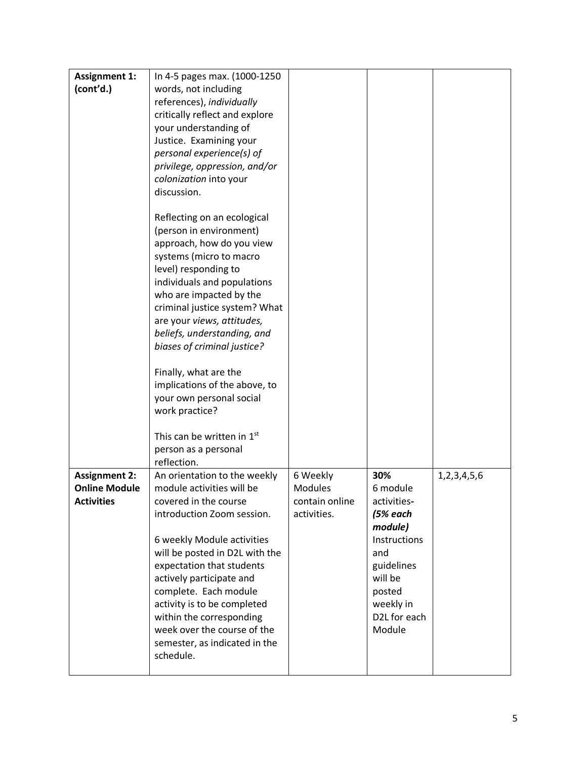| | | | | |
|---|---|---|---|---|
| **Assignment 1: (cont'd.)** | In 4-5 pages max. (1000-1250 words, not including references), *individually* critically reflect and explore your understanding of Justice. Examining your *personal experience(s) of privilege, oppression, and/or colonization* into your discussion.<br><br>Reflecting on an ecological (person in environment) approach, how do you view systems (micro to macro level) responding to individuals and populations who are impacted by the criminal justice system? What are your *views, attitudes, beliefs, understanding, and biases of criminal justice?*<br><br>Finally, what are the implications of the above, to your own personal social work practice?<br><br>This can be written in 1st person as a personal reflection. | | | |
| **Assignment 2: Online Module Activities** | An orientation to the weekly module activities will be covered in the course introduction Zoom session.<br><br>6 weekly Module activities will be posted in D2L with the expectation that students actively participate and complete. Each module activity is to be completed within the corresponding week over the course of the semester, as indicated in the schedule. | 6 Weekly Modules contain online activities. | **30%** 6 module activities- ***(5% each module)*** Instructions and guidelines will be posted weekly in D2L for each Module | 1,2,3,4,5,6 |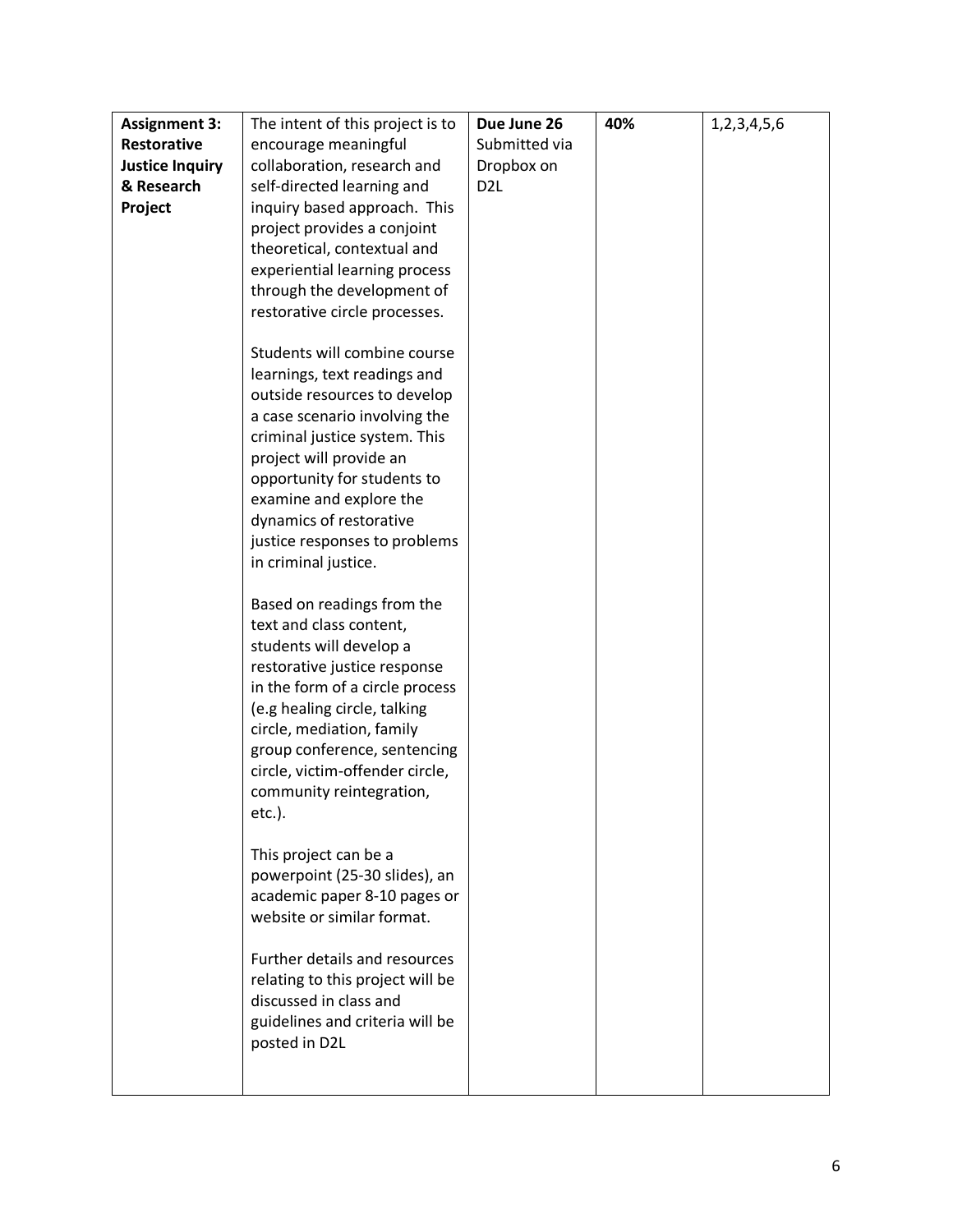| **Assignment 3: Restorative Justice Inquiry & Research Project** | The intent of this project is to encourage meaningful collaboration, research and self-directed learning and inquiry based approach. This project provides a conjoint theoretical, contextual and experiential learning process through the development of restorative circle processes.<br><br>Students will combine course learnings, text readings and outside resources to develop a case scenario involving the criminal justice system. This project will provide an opportunity for students to examine and explore the dynamics of restorative justice responses to problems in criminal justice.<br><br>Based on readings from the text and class content, students will develop a restorative justice response in the form of a circle process (e.g healing circle, talking circle, mediation, family group conference, sentencing circle, victim-offender circle, community reintegration, etc.).<br><br>This project can be a powerpoint (25-30 slides), an academic paper 8-10 pages or website or similar format.<br><br>Further details and resources relating to this project will be discussed in class and guidelines and criteria will be posted in D2L | **Due June 26** Submitted via Dropbox on D2L | **40%** | 1,2,3,4,5,6 |
|---|---|---|---|---|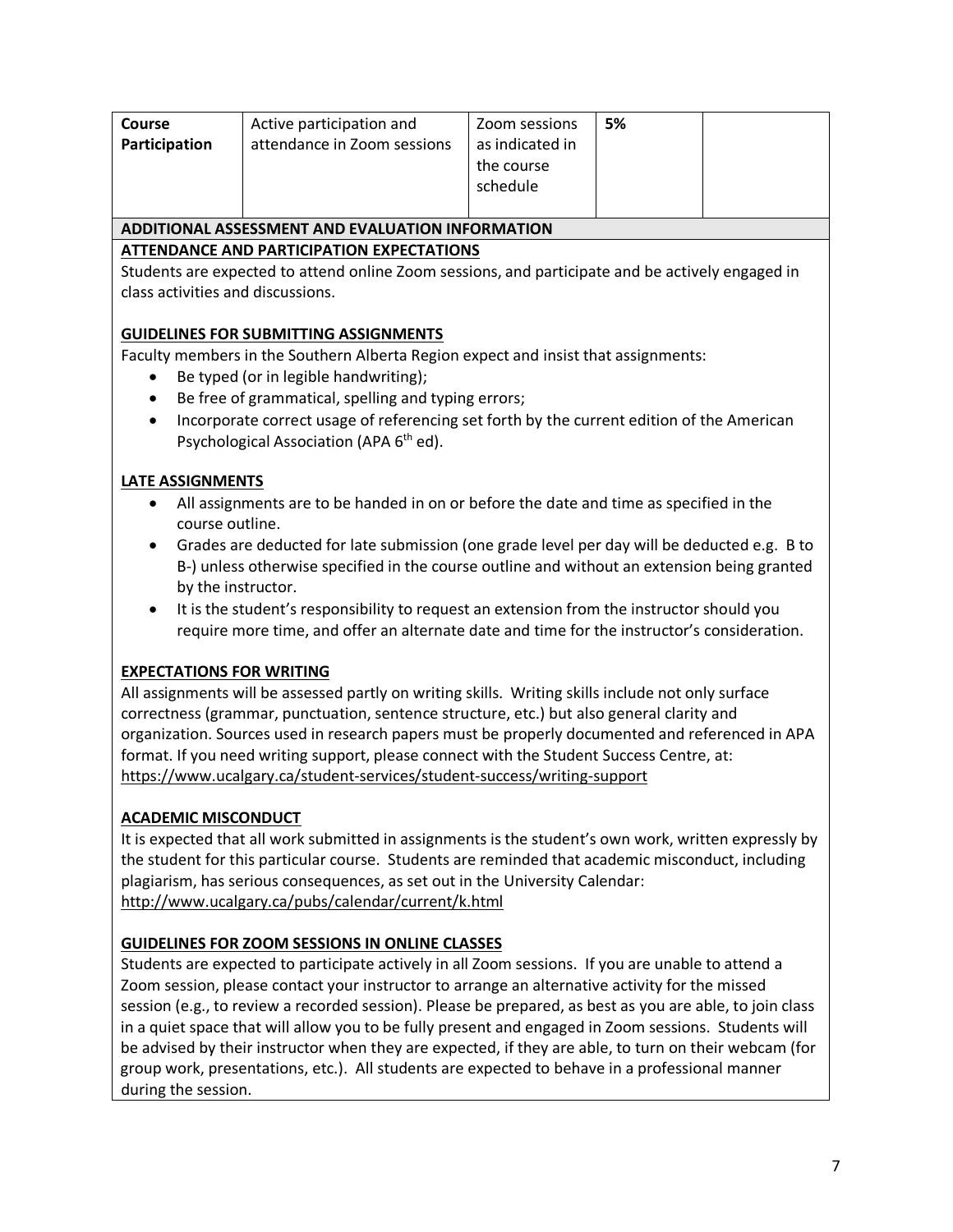| Course Participation | Active participation and attendance in Zoom sessions | Zoom sessions as indicated in the course schedule | 5% | |
|---|---|---|---|---|

**ADDITIONAL ASSESSMENT AND EVALUATION INFORMATION**

**ATTENDANCE AND PARTICIPATION EXPECTATIONS**

Students are expected to attend online Zoom sessions, and participate and be actively engaged in class activities and discussions.

**GUIDELINES FOR SUBMITTING ASSIGNMENTS**

Faculty members in the Southern Alberta Region expect and insist that assignments:

- Be typed (or in legible handwriting);
- Be free of grammatical, spelling and typing errors;
- Incorporate correct usage of referencing set forth by the current edition of the American Psychological Association (APA 6th ed).

**LATE ASSIGNMENTS**

- All assignments are to be handed in on or before the date and time as specified in the course outline.
- Grades are deducted for late submission (one grade level per day will be deducted e.g. B to B-) unless otherwise specified in the course outline and without an extension being granted by the instructor.
- It is the student's responsibility to request an extension from the instructor should you require more time, and offer an alternate date and time for the instructor's consideration.

**EXPECTATIONS FOR WRITING**

All assignments will be assessed partly on writing skills. Writing skills include not only surface correctness (grammar, punctuation, sentence structure, etc.) but also general clarity and organization. Sources used in research papers must be properly documented and referenced in APA format. If you need writing support, please connect with the Student Success Centre, at: https://www.ucalgary.ca/student-services/student-success/writing-support

**ACADEMIC MISCONDUCT**

It is expected that all work submitted in assignments is the student's own work, written expressly by the student for this particular course. Students are reminded that academic misconduct, including plagiarism, has serious consequences, as set out in the University Calendar: http://www.ucalgary.ca/pubs/calendar/current/k.html

**GUIDELINES FOR ZOOM SESSIONS IN ONLINE CLASSES**

Students are expected to participate actively in all Zoom sessions. If you are unable to attend a Zoom session, please contact your instructor to arrange an alternative activity for the missed session (e.g., to review a recorded session). Please be prepared, as best as you are able, to join class in a quiet space that will allow you to be fully present and engaged in Zoom sessions. Students will be advised by their instructor when they are expected, if they are able, to turn on their webcam (for group work, presentations, etc.). All students are expected to behave in a professional manner during the session.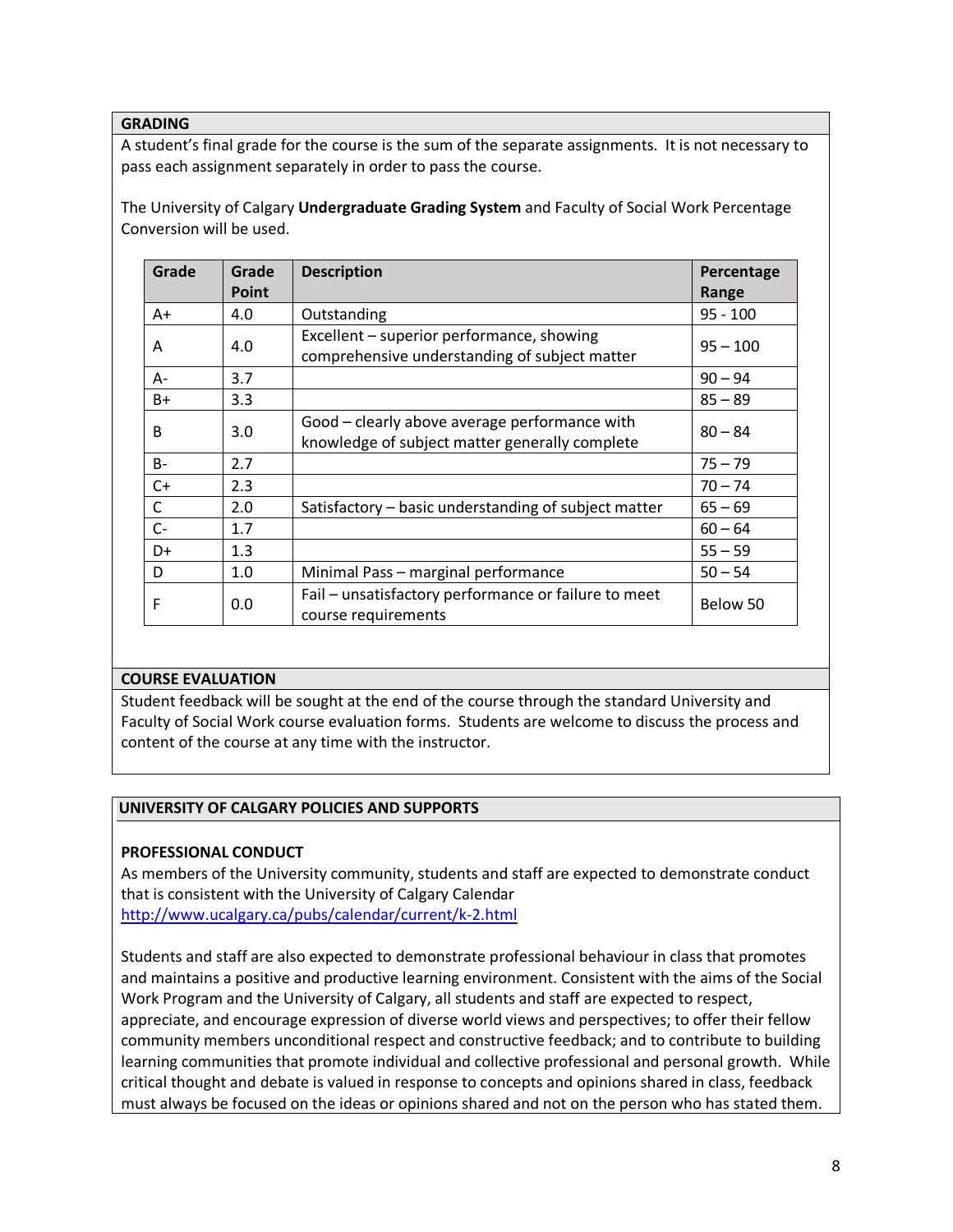## GRADING

A student's final grade for the course is the sum of the separate assignments. It is not necessary to pass each assignment separately in order to pass the course.

The University of Calgary **Undergraduate Grading System** and Faculty of Social Work Percentage Conversion will be used.

| Grade | Grade Point | Description | Percentage Range |
|---|---|---|---|
| A+ | 4.0 | Outstanding | 95 - 100 |
| A | 4.0 | Excellent – superior performance, showing comprehensive understanding of subject matter | 95 – 100 |
| A- | 3.7 | | 90 – 94 |
| B+ | 3.3 | | 85 – 89 |
| B | 3.0 | Good – clearly above average performance with knowledge of subject matter generally complete | 80 – 84 |
| B- | 2.7 | | 75 – 79 |
| C+ | 2.3 | | 70 – 74 |
| C | 2.0 | Satisfactory – basic understanding of subject matter | 65 – 69 |
| C- | 1.7 | | 60 – 64 |
| D+ | 1.3 | | 55 – 59 |
| D | 1.0 | Minimal Pass – marginal performance | 50 – 54 |
| F | 0.0 | Fail – unsatisfactory performance or failure to meet course requirements | Below 50 |

## COURSE EVALUATION

Student feedback will be sought at the end of the course through the standard University and Faculty of Social Work course evaluation forms. Students are welcome to discuss the process and content of the course at any time with the instructor.

## UNIVERSITY OF CALGARY POLICIES AND SUPPORTS

### PROFESSIONAL CONDUCT

As members of the University community, students and staff are expected to demonstrate conduct that is consistent with the University of Calgary Calendar
http://www.ucalgary.ca/pubs/calendar/current/k-2.html

Students and staff are also expected to demonstrate professional behaviour in class that promotes and maintains a positive and productive learning environment. Consistent with the aims of the Social Work Program and the University of Calgary, all students and staff are expected to respect, appreciate, and encourage expression of diverse world views and perspectives; to offer their fellow community members unconditional respect and constructive feedback; and to contribute to building learning communities that promote individual and collective professional and personal growth. While critical thought and debate is valued in response to concepts and opinions shared in class, feedback must always be focused on the ideas or opinions shared and not on the person who has stated them.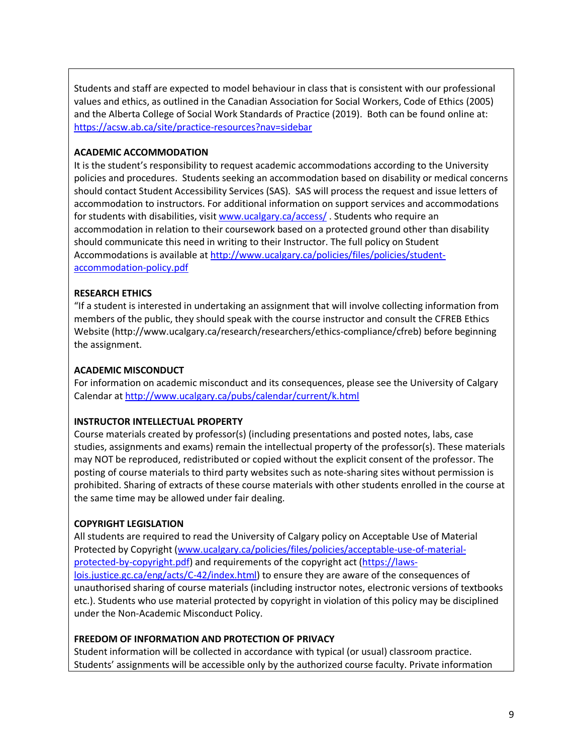Students and staff are expected to model behaviour in class that is consistent with our professional values and ethics, as outlined in the Canadian Association for Social Workers, Code of Ethics (2005) and the Alberta College of Social Work Standards of Practice (2019). Both can be found online at: https://acsw.ab.ca/site/practice-resources?nav=sidebar

**ACADEMIC ACCOMMODATION**

It is the student's responsibility to request academic accommodations according to the University policies and procedures. Students seeking an accommodation based on disability or medical concerns should contact Student Accessibility Services (SAS). SAS will process the request and issue letters of accommodation to instructors. For additional information on support services and accommodations for students with disabilities, visit www.ucalgary.ca/access/ . Students who require an accommodation in relation to their coursework based on a protected ground other than disability should communicate this need in writing to their Instructor. The full policy on Student Accommodations is available at http://www.ucalgary.ca/policies/files/policies/student-accommodation-policy.pdf

**RESEARCH ETHICS**

"If a student is interested in undertaking an assignment that will involve collecting information from members of the public, they should speak with the course instructor and consult the CFREB Ethics Website (http://www.ucalgary.ca/research/researchers/ethics-compliance/cfreb) before beginning the assignment.

**ACADEMIC MISCONDUCT**

For information on academic misconduct and its consequences, please see the University of Calgary Calendar at http://www.ucalgary.ca/pubs/calendar/current/k.html

**INSTRUCTOR INTELLECTUAL PROPERTY**

Course materials created by professor(s) (including presentations and posted notes, labs, case studies, assignments and exams) remain the intellectual property of the professor(s). These materials may NOT be reproduced, redistributed or copied without the explicit consent of the professor. The posting of course materials to third party websites such as note-sharing sites without permission is prohibited. Sharing of extracts of these course materials with other students enrolled in the course at the same time may be allowed under fair dealing.

**COPYRIGHT LEGISLATION**

All students are required to read the University of Calgary policy on Acceptable Use of Material Protected by Copyright (www.ucalgary.ca/policies/files/policies/acceptable-use-of-material-protected-by-copyright.pdf) and requirements of the copyright act (https://laws-lois.justice.gc.ca/eng/acts/C-42/index.html) to ensure they are aware of the consequences of unauthorised sharing of course materials (including instructor notes, electronic versions of textbooks etc.). Students who use material protected by copyright in violation of this policy may be disciplined under the Non-Academic Misconduct Policy.

**FREEDOM OF INFORMATION AND PROTECTION OF PRIVACY**

Student information will be collected in accordance with typical (or usual) classroom practice. Students' assignments will be accessible only by the authorized course faculty. Private information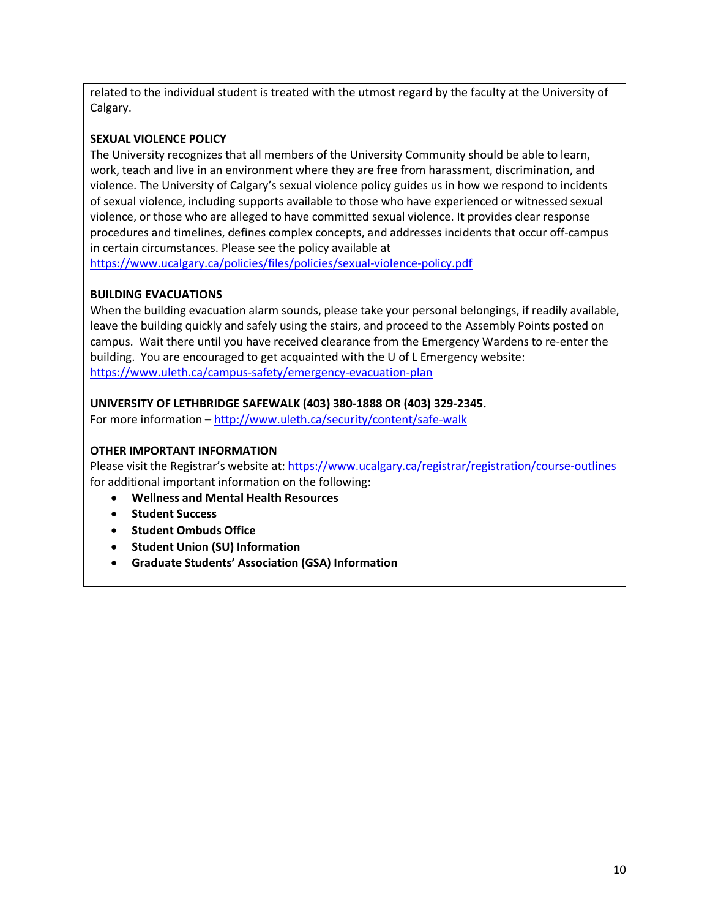related to the individual student is treated with the utmost regard by the faculty at the University of Calgary.

**SEXUAL VIOLENCE POLICY**

The University recognizes that all members of the University Community should be able to learn, work, teach and live in an environment where they are free from harassment, discrimination, and violence. The University of Calgary's sexual violence policy guides us in how we respond to incidents of sexual violence, including supports available to those who have experienced or witnessed sexual violence, or those who are alleged to have committed sexual violence. It provides clear response procedures and timelines, defines complex concepts, and addresses incidents that occur off-campus in certain circumstances. Please see the policy available at https://www.ucalgary.ca/policies/files/policies/sexual-violence-policy.pdf

**BUILDING EVACUATIONS**

When the building evacuation alarm sounds, please take your personal belongings, if readily available, leave the building quickly and safely using the stairs, and proceed to the Assembly Points posted on campus. Wait there until you have received clearance from the Emergency Wardens to re-enter the building. You are encouraged to get acquainted with the U of L Emergency website: https://www.uleth.ca/campus-safety/emergency-evacuation-plan

**UNIVERSITY OF LETHBRIDGE SAFEWALK (403) 380-1888 OR (403) 329-2345.**

For more information **–** http://www.uleth.ca/security/content/safe-walk

**OTHER IMPORTANT INFORMATION**

Please visit the Registrar's website at: https://www.ucalgary.ca/registrar/registration/course-outlines for additional important information on the following:

- **Wellness and Mental Health Resources**
- **Student Success**
- **Student Ombuds Office**
- **Student Union (SU) Information**
- **Graduate Students' Association (GSA) Information**